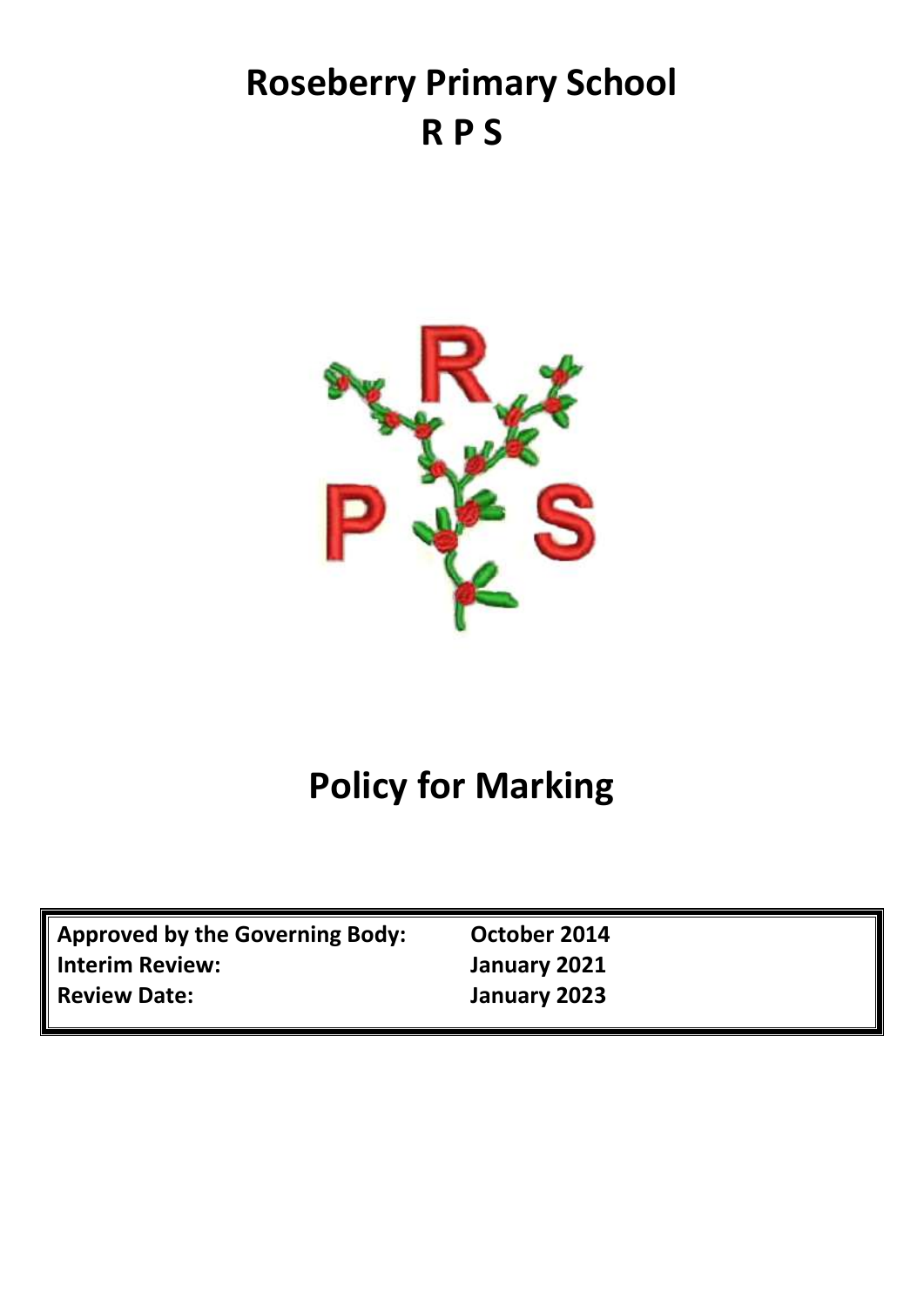# Roseberry Primary School
# R P S

# Policy for Marking

| | |
|---|---|
| **Approved by the Governing Body:** | **October 2014** |
| **Interim Review:** | **January 2021** |
| **Review Date:** | **January 2023** |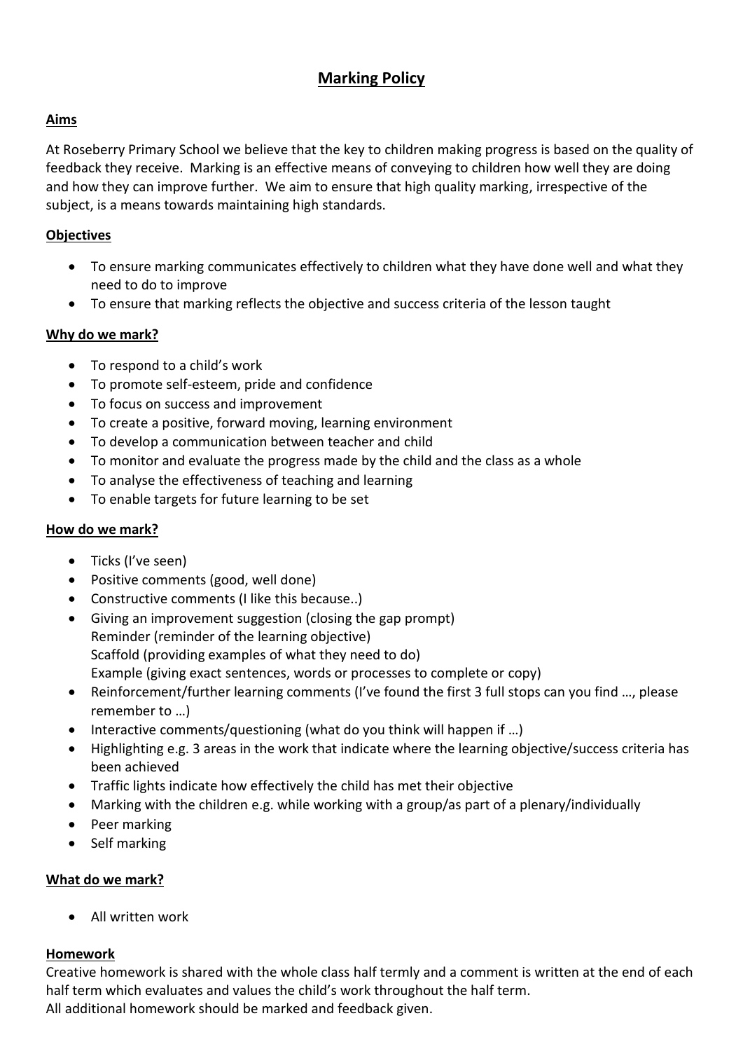# Marking Policy

## Aims

At Roseberry Primary School we believe that the key to children making progress is based on the quality of feedback they receive. Marking is an effective means of conveying to children how well they are doing and how they can improve further. We aim to ensure that high quality marking, irrespective of the subject, is a means towards maintaining high standards.

## Objectives

- To ensure marking communicates effectively to children what they have done well and what they need to do to improve
- To ensure that marking reflects the objective and success criteria of the lesson taught

## Why do we mark?

- To respond to a child's work
- To promote self-esteem, pride and confidence
- To focus on success and improvement
- To create a positive, forward moving, learning environment
- To develop a communication between teacher and child
- To monitor and evaluate the progress made by the child and the class as a whole
- To analyse the effectiveness of teaching and learning
- To enable targets for future learning to be set

## How do we mark?

- Ticks (I've seen)
- Positive comments (good, well done)
- Constructive comments (I like this because..)
- Giving an improvement suggestion (closing the gap prompt)
  Reminder (reminder of the learning objective)
  Scaffold (providing examples of what they need to do)
  Example (giving exact sentences, words or processes to complete or copy)
- Reinforcement/further learning comments (I've found the first 3 full stops can you find …, please remember to …)
- Interactive comments/questioning (what do you think will happen if …)
- Highlighting e.g. 3 areas in the work that indicate where the learning objective/success criteria has been achieved
- Traffic lights indicate how effectively the child has met their objective
- Marking with the children e.g. while working with a group/as part of a plenary/individually
- Peer marking
- Self marking

## What do we mark?

- All written work

## Homework

Creative homework is shared with the whole class half termly and a comment is written at the end of each half term which evaluates and values the child's work throughout the half term.
All additional homework should be marked and feedback given.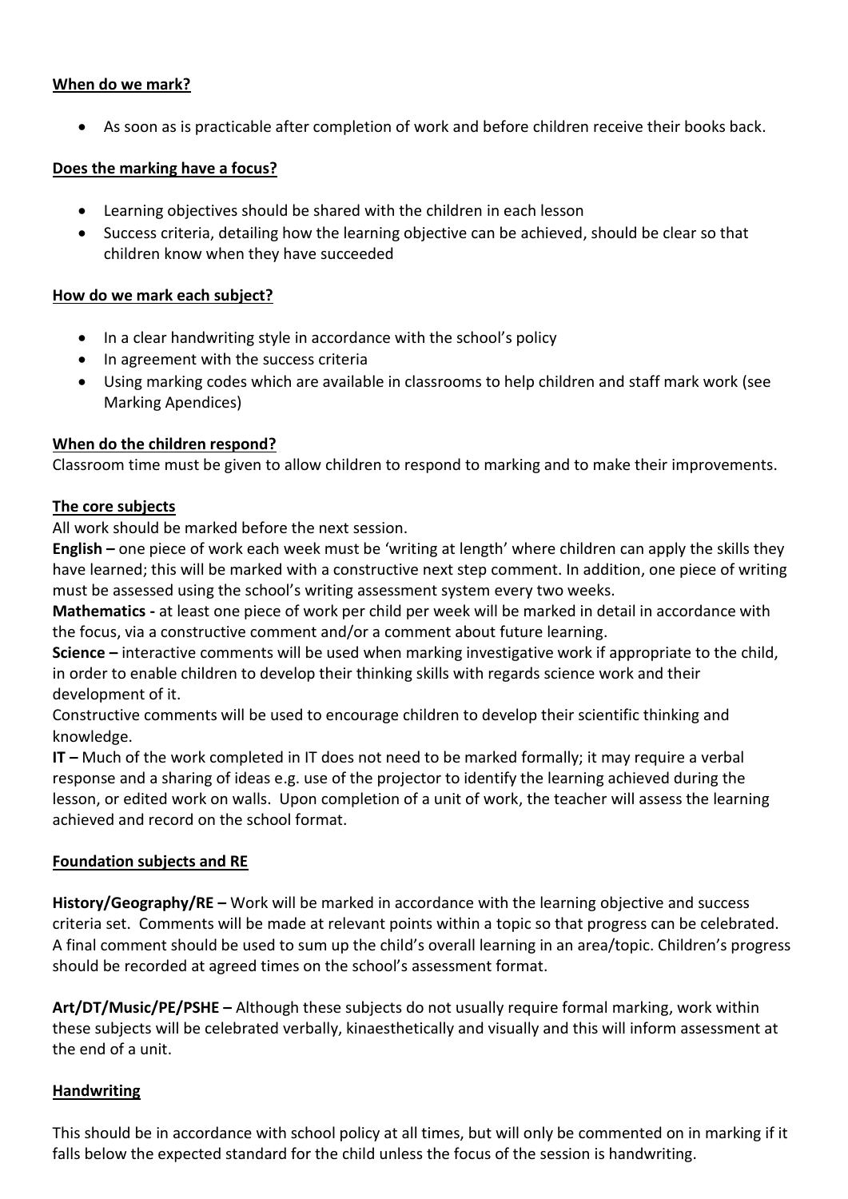**When do we mark?**

- As soon as is practicable after completion of work and before children receive their books back.

**Does the marking have a focus?**

- Learning objectives should be shared with the children in each lesson
- Success criteria, detailing how the learning objective can be achieved, should be clear so that children know when they have succeeded

**How do we mark each subject?**

- In a clear handwriting style in accordance with the school's policy
- In agreement with the success criteria
- Using marking codes which are available in classrooms to help children and staff mark work (see Marking Apendices)

**When do the children respond?**

Classroom time must be given to allow children to respond to marking and to make their improvements.

**The core subjects**

All work should be marked before the next session.

**English –** one piece of work each week must be 'writing at length' where children can apply the skills they have learned; this will be marked with a constructive next step comment. In addition, one piece of writing must be assessed using the school's writing assessment system every two weeks.

**Mathematics -** at least one piece of work per child per week will be marked in detail in accordance with the focus, via a constructive comment and/or a comment about future learning.

**Science –** interactive comments will be used when marking investigative work if appropriate to the child, in order to enable children to develop their thinking skills with regards science work and their development of it.

Constructive comments will be used to encourage children to develop their scientific thinking and knowledge.

**IT –** Much of the work completed in IT does not need to be marked formally; it may require a verbal response and a sharing of ideas e.g. use of the projector to identify the learning achieved during the lesson, or edited work on walls. Upon completion of a unit of work, the teacher will assess the learning achieved and record on the school format.

**Foundation subjects and RE**

**History/Geography/RE –** Work will be marked in accordance with the learning objective and success criteria set. Comments will be made at relevant points within a topic so that progress can be celebrated. A final comment should be used to sum up the child's overall learning in an area/topic. Children's progress should be recorded at agreed times on the school's assessment format.

**Art/DT/Music/PE/PSHE –** Although these subjects do not usually require formal marking, work within these subjects will be celebrated verbally, kinaesthetically and visually and this will inform assessment at the end of a unit.

**Handwriting**

This should be in accordance with school policy at all times, but will only be commented on in marking if it falls below the expected standard for the child unless the focus of the session is handwriting.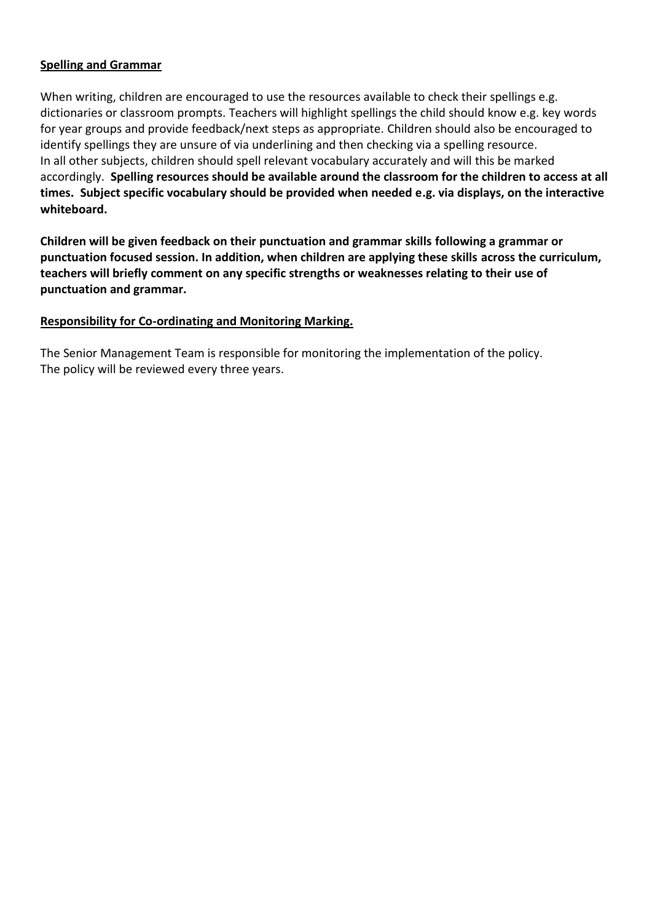**Spelling and Grammar**

When writing, children are encouraged to use the resources available to check their spellings e.g. dictionaries or classroom prompts. Teachers will highlight spellings the child should know e.g. key words for year groups and provide feedback/next steps as appropriate. Children should also be encouraged to identify spellings they are unsure of via underlining and then checking via a spelling resource.
In all other subjects, children should spell relevant vocabulary accurately and will this be marked accordingly. **Spelling resources should be available around the classroom for the children to access at all times. Subject specific vocabulary should be provided when needed e.g. via displays, on the interactive whiteboard.**

**Children will be given feedback on their punctuation and grammar skills following a grammar or punctuation focused session. In addition, when children are applying these skills across the curriculum, teachers will briefly comment on any specific strengths or weaknesses relating to their use of punctuation and grammar.**

**Responsibility for Co-ordinating and Monitoring Marking.**

The Senior Management Team is responsible for monitoring the implementation of the policy.
The policy will be reviewed every three years.